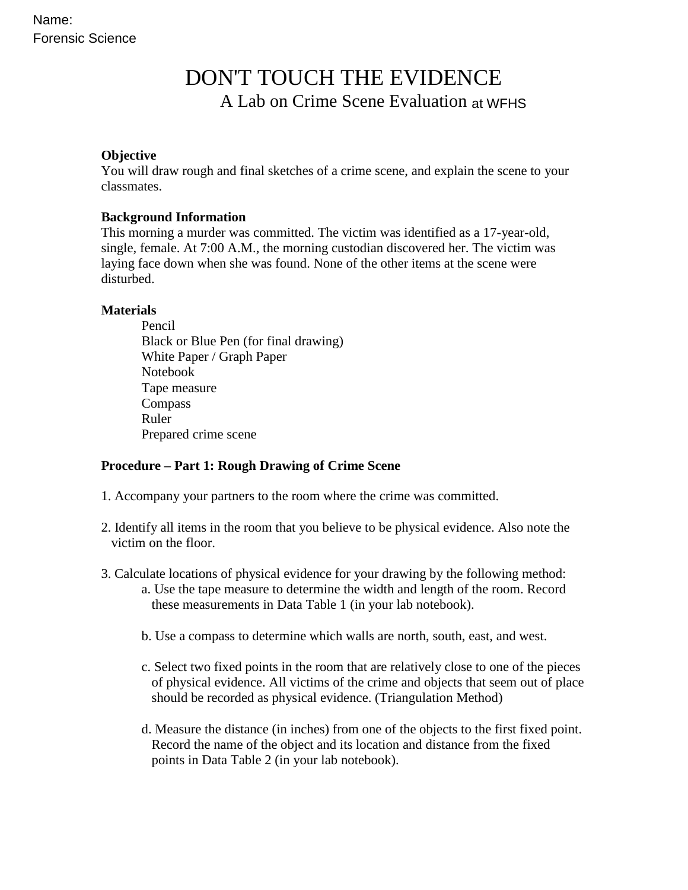Name:

Forensic Science

# DON'T TOUCH THE EVIDENCE

## A Lab on Crime Scene Evaluation at WFHS

**Objective**

You will draw rough and final sketches of a crime scene, and explain the scene to your classmates.

**Background Information**

This morning a murder was committed. The victim was identified as a 17-year-old, single, female. At 7:00 A.M., the morning custodian discovered her. The victim was laying face down when she was found. None of the other items at the scene were disturbed.

**Materials**

- Pencil
- Black or Blue Pen (for final drawing)
- White Paper / Graph Paper
- Notebook
- Tape measure
- Compass
- Ruler
- Prepared crime scene

**Procedure – Part 1: Rough Drawing of Crime Scene**

1. Accompany your partners to the room where the crime was committed.

2. Identify all items in the room that you believe to be physical evidence. Also note the victim on the floor.

3. Calculate locations of physical evidence for your drawing by the following method:

   a. Use the tape measure to determine the width and length of the room. Record these measurements in Data Table 1 (in your lab notebook).

   b. Use a compass to determine which walls are north, south, east, and west.

   c. Select two fixed points in the room that are relatively close to one of the pieces of physical evidence. All victims of the crime and objects that seem out of place should be recorded as physical evidence. (Triangulation Method)

   d. Measure the distance (in inches) from one of the objects to the first fixed point. Record the name of the object and its location and distance from the fixed points in Data Table 2 (in your lab notebook).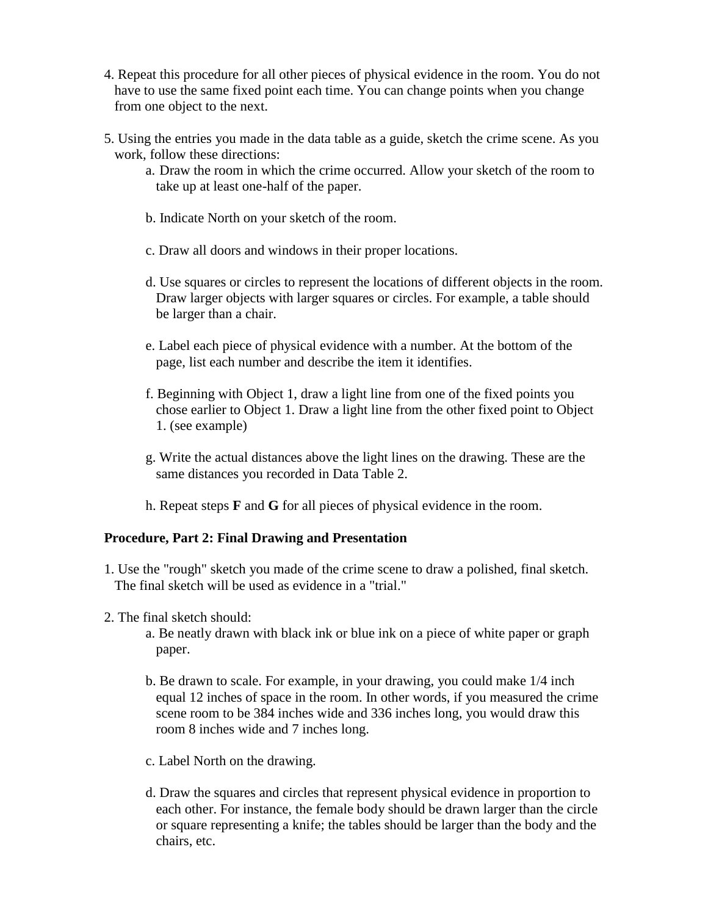4. Repeat this procedure for all other pieces of physical evidence in the room. You do not have to use the same fixed point each time. You can change points when you change from one object to the next.

5. Using the entries you made in the data table as a guide, sketch the crime scene. As you work, follow these directions:
   a. Draw the room in which the crime occurred. Allow your sketch of the room to take up at least one-half of the paper.

   b. Indicate North on your sketch of the room.

   c. Draw all doors and windows in their proper locations.

   d. Use squares or circles to represent the locations of different objects in the room. Draw larger objects with larger squares or circles. For example, a table should be larger than a chair.

   e. Label each piece of physical evidence with a number. At the bottom of the page, list each number and describe the item it identifies.

   f. Beginning with Object 1, draw a light line from one of the fixed points you chose earlier to Object 1. Draw a light line from the other fixed point to Object 1. (see example)

   g. Write the actual distances above the light lines on the drawing. These are the same distances you recorded in Data Table 2.

   h. Repeat steps **F** and **G** for all pieces of physical evidence in the room.

**Procedure, Part 2: Final Drawing and Presentation**

1. Use the "rough" sketch you made of the crime scene to draw a polished, final sketch. The final sketch will be used as evidence in a "trial."

2. The final sketch should:
   a. Be neatly drawn with black ink or blue ink on a piece of white paper or graph paper.

   b. Be drawn to scale. For example, in your drawing, you could make 1/4 inch equal 12 inches of space in the room. In other words, if you measured the crime scene room to be 384 inches wide and 336 inches long, you would draw this room 8 inches wide and 7 inches long.

   c. Label North on the drawing.

   d. Draw the squares and circles that represent physical evidence in proportion to each other. For instance, the female body should be drawn larger than the circle or square representing a knife; the tables should be larger than the body and the chairs, etc.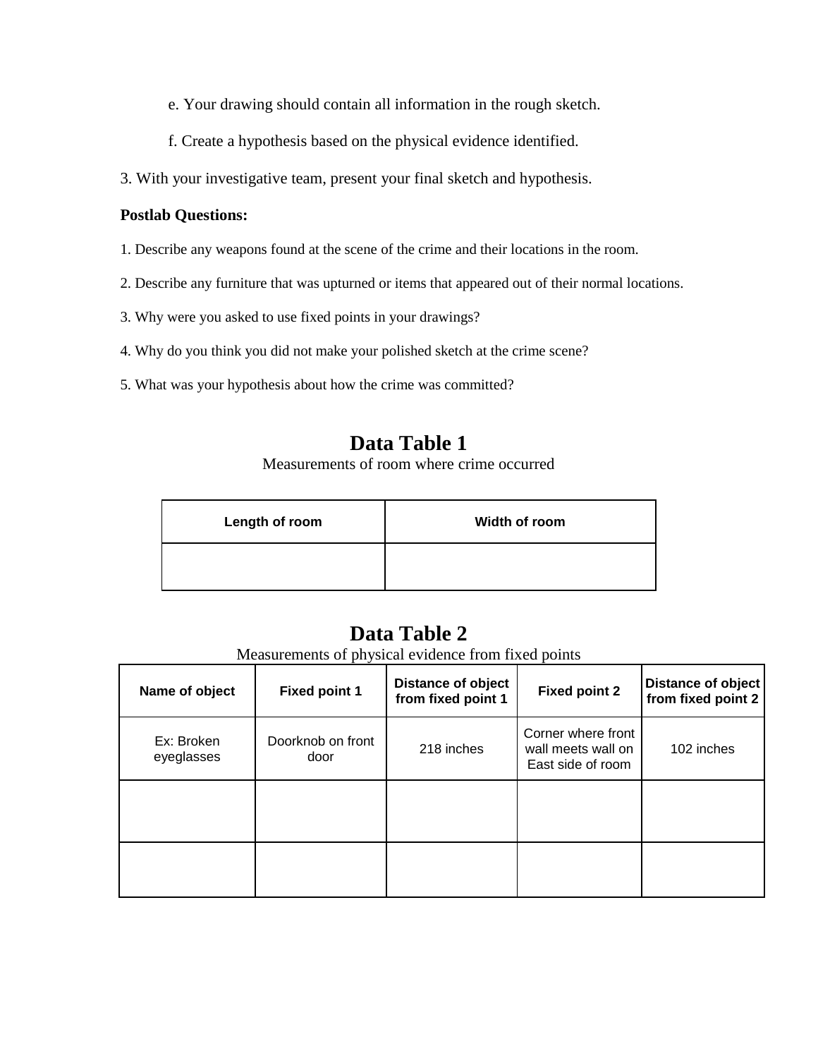e. Your drawing should contain all information in the rough sketch.

f. Create a hypothesis based on the physical evidence identified.

3. With your investigative team, present your final sketch and hypothesis.

**Postlab Questions:**

1. Describe any weapons found at the scene of the crime and their locations in the room.
2. Describe any furniture that was upturned or items that appeared out of their normal locations.
3. Why were you asked to use fixed points in your drawings?
4. Why do you think you did not make your polished sketch at the crime scene?
5. What was your hypothesis about how the crime was committed?

## Data Table 1

Measurements of room where crime occurred

| Length of room | Width of room |
|---|---|
| | |

## Data Table 2

Measurements of physical evidence from fixed points

| Name of object | Fixed point 1 | Distance of object from fixed point 1 | Fixed point 2 | Distance of object from fixed point 2 |
|---|---|---|---|---|
| Ex: Broken eyeglasses | Doorknob on front door | 218 inches | Corner where front wall meets wall on East side of room | 102 inches |
| | | | | |
| | | | | |